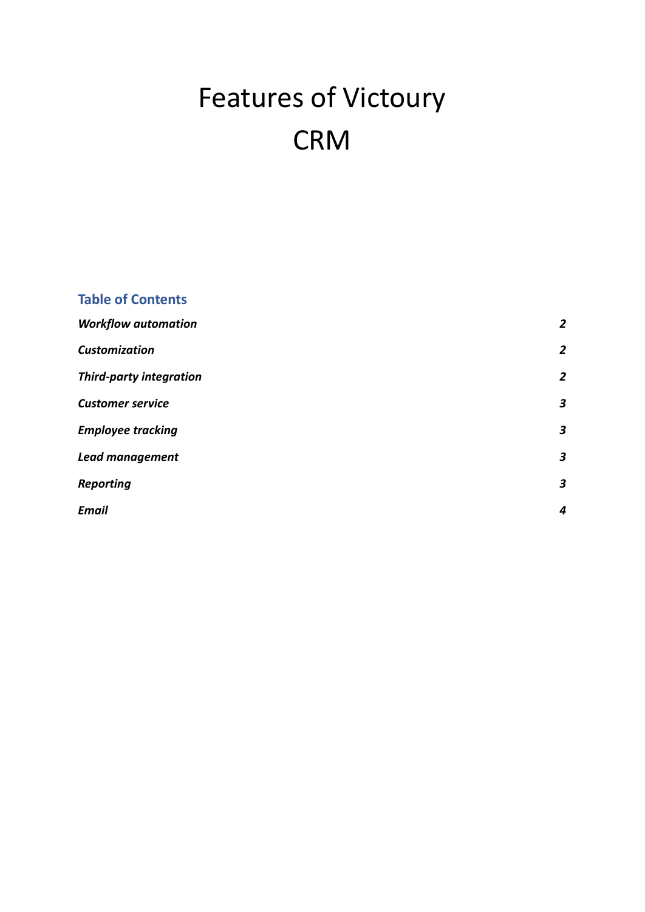# Features of Victoury CRM

## Table of Contents

| | |
|---|---|
| ***Workflow automation*** | ***2*** |
| ***Customization*** | ***2*** |
| ***Third-party integration*** | ***2*** |
| ***Customer service*** | ***3*** |
| ***Employee tracking*** | ***3*** |
| ***Lead management*** | ***3*** |
| ***Reporting*** | ***3*** |
| ***Email*** | ***4*** |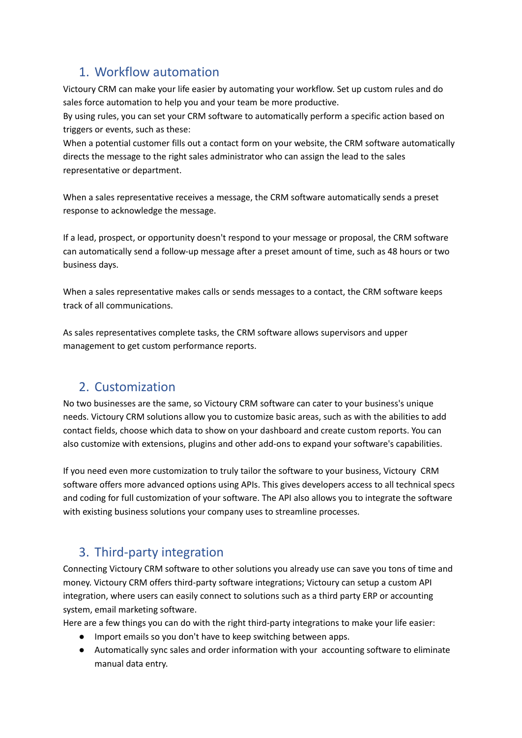## 1. Workflow automation

Victoury CRM can make your life easier by automating your workflow. Set up custom rules and do sales force automation to help you and your team be more productive.

By using rules, you can set your CRM software to automatically perform a specific action based on triggers or events, such as these:

When a potential customer fills out a contact form on your website, the CRM software automatically directs the message to the right sales administrator who can assign the lead to the sales representative or department.

When a sales representative receives a message, the CRM software automatically sends a preset response to acknowledge the message.

If a lead, prospect, or opportunity doesn't respond to your message or proposal, the CRM software can automatically send a follow-up message after a preset amount of time, such as 48 hours or two business days.

When a sales representative makes calls or sends messages to a contact, the CRM software keeps track of all communications.

As sales representatives complete tasks, the CRM software allows supervisors and upper management to get custom performance reports.

## 2. Customization

No two businesses are the same, so Victoury CRM software can cater to your business's unique needs. Victoury CRM solutions allow you to customize basic areas, such as with the abilities to add contact fields, choose which data to show on your dashboard and create custom reports. You can also customize with extensions, plugins and other add-ons to expand your software's capabilities.

If you need even more customization to truly tailor the software to your business, Victoury CRM software offers more advanced options using APIs. This gives developers access to all technical specs and coding for full customization of your software. The API also allows you to integrate the software with existing business solutions your company uses to streamline processes.

## 3. Third-party integration

Connecting Victoury CRM software to other solutions you already use can save you tons of time and money. Victoury CRM offers third-party software integrations; Victoury can setup a custom API integration, where users can easily connect to solutions such as a third party ERP or accounting system, email marketing software.

Here are a few things you can do with the right third-party integrations to make your life easier:

- Import emails so you don't have to keep switching between apps.
- Automatically sync sales and order information with your accounting software to eliminate manual data entry.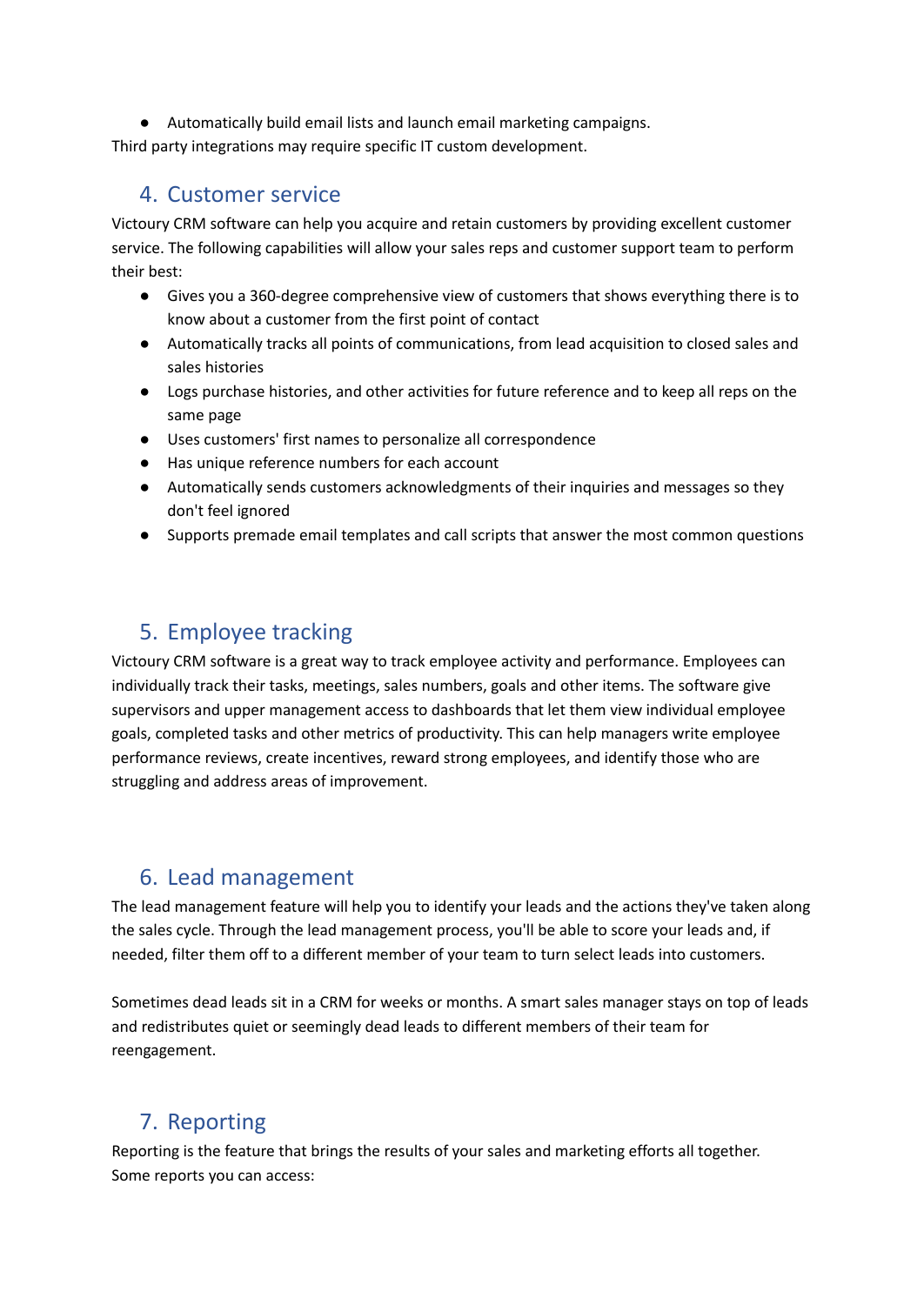- Automatically build email lists and launch email marketing campaigns.

Third party integrations may require specific IT custom development.

## 4. Customer service

Victoury CRM software can help you acquire and retain customers by providing excellent customer service. The following capabilities will allow your sales reps and customer support team to perform their best:

- Gives you a 360-degree comprehensive view of customers that shows everything there is to know about a customer from the first point of contact
- Automatically tracks all points of communications, from lead acquisition to closed sales and sales histories
- Logs purchase histories, and other activities for future reference and to keep all reps on the same page
- Uses customers' first names to personalize all correspondence
- Has unique reference numbers for each account
- Automatically sends customers acknowledgments of their inquiries and messages so they don't feel ignored
- Supports premade email templates and call scripts that answer the most common questions

## 5. Employee tracking

Victoury CRM software is a great way to track employee activity and performance. Employees can individually track their tasks, meetings, sales numbers, goals and other items. The software give supervisors and upper management access to dashboards that let them view individual employee goals, completed tasks and other metrics of productivity. This can help managers write employee performance reviews, create incentives, reward strong employees, and identify those who are struggling and address areas of improvement.

## 6. Lead management

The lead management feature will help you to identify your leads and the actions they've taken along the sales cycle. Through the lead management process, you'll be able to score your leads and, if needed, filter them off to a different member of your team to turn select leads into customers.

Sometimes dead leads sit in a CRM for weeks or months. A smart sales manager stays on top of leads and redistributes quiet or seemingly dead leads to different members of their team for reengagement.

## 7. Reporting

Reporting is the feature that brings the results of your sales and marketing efforts all together. Some reports you can access: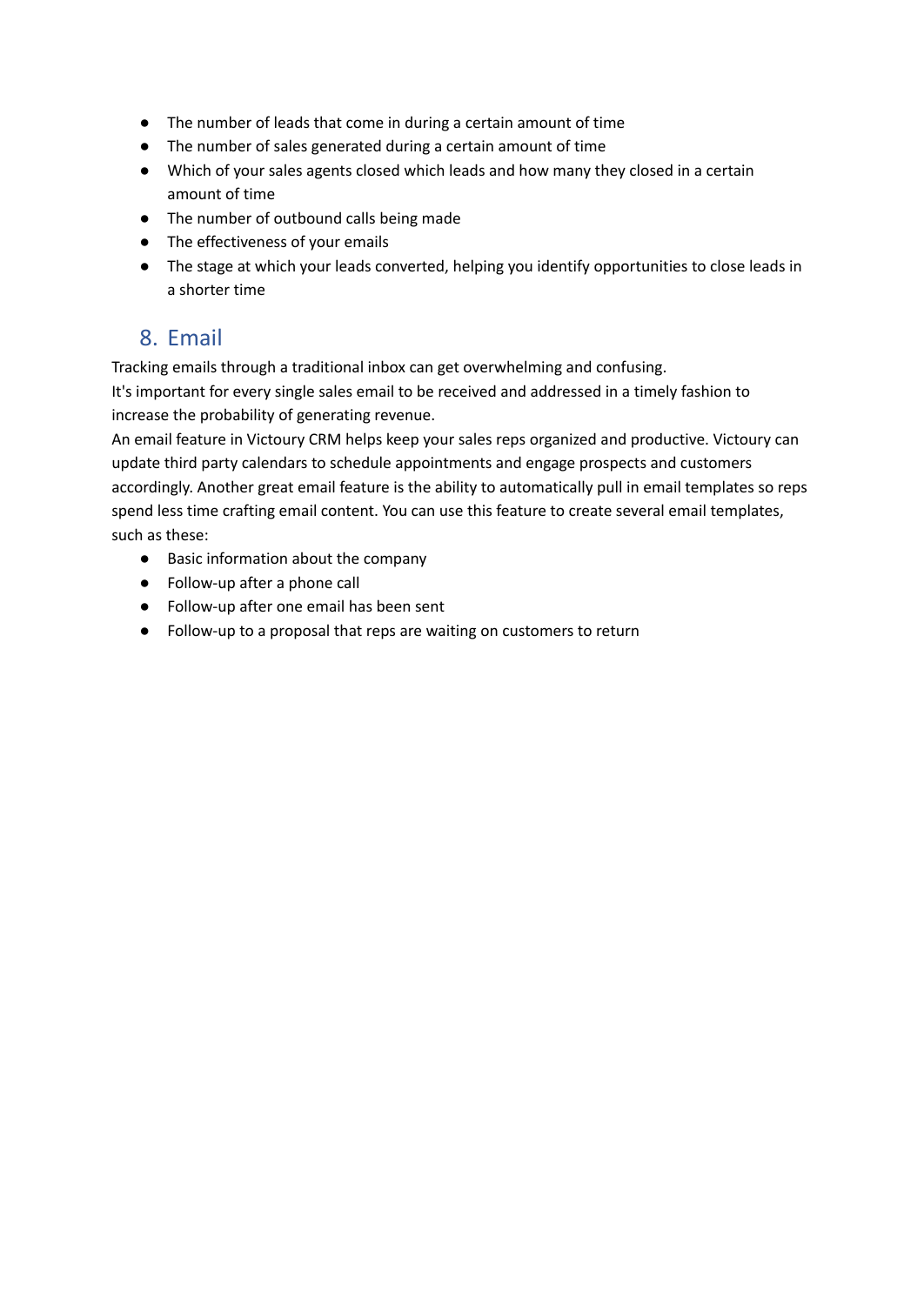- The number of leads that come in during a certain amount of time
- The number of sales generated during a certain amount of time
- Which of your sales agents closed which leads and how many they closed in a certain amount of time
- The number of outbound calls being made
- The effectiveness of your emails
- The stage at which your leads converted, helping you identify opportunities to close leads in a shorter time

## 8. Email

Tracking emails through a traditional inbox can get overwhelming and confusing.
It's important for every single sales email to be received and addressed in a timely fashion to increase the probability of generating revenue.
An email feature in Victoury CRM helps keep your sales reps organized and productive. Victoury can update third party calendars to schedule appointments and engage prospects and customers accordingly. Another great email feature is the ability to automatically pull in email templates so reps spend less time crafting email content. You can use this feature to create several email templates, such as these:

- Basic information about the company
- Follow-up after a phone call
- Follow-up after one email has been sent
- Follow-up to a proposal that reps are waiting on customers to return